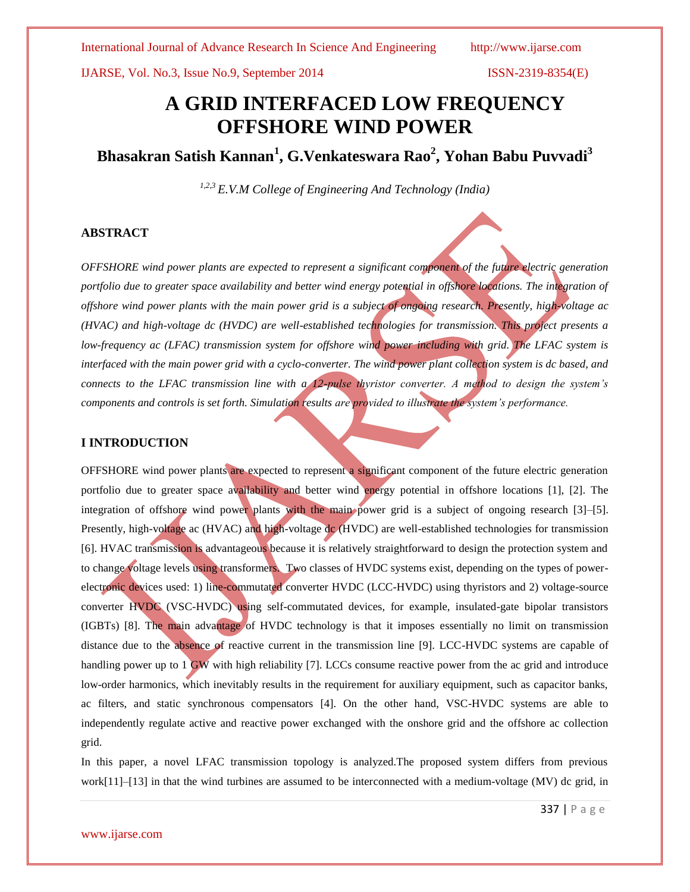# A GRID INTERFACED LOW FREQUENCY OFFSHORE WIND POWER

**Bhasakran Satish Kannan[1], G.Venkateswara Rao[2], Yohan Babu Puvvadi[3]**

*[1,2,3] E.V.M College of Engineering And Technology (India)*

## ABSTRACT

*OFFSHORE wind power plants are expected to represent a significant component of the future electric generation portfolio due to greater space availability and better wind energy potential in offshore locations. The integration of offshore wind power plants with the main power grid is a subject of ongoing research. Presently, high-voltage ac (HVAC) and high-voltage dc (HVDC) are well-established technologies for transmission. This project presents a low-frequency ac (LFAC) transmission system for offshore wind power including with grid. The LFAC system is interfaced with the main power grid with a cyclo-converter. The wind power plant collection system is dc based, and connects to the LFAC transmission line with a 12-pulse thyristor converter. A method to design the system's components and controls is set forth. Simulation results are provided to illustrate the system's performance.*

## I INTRODUCTION

OFFSHORE wind power plants are expected to represent a significant component of the future electric generation portfolio due to greater space availability and better wind energy potential in offshore locations [1], [2]. The integration of offshore wind power plants with the main power grid is a subject of ongoing research [3]–[5]. Presently, high-voltage ac (HVAC) and high-voltage dc (HVDC) are well-established technologies for transmission [6]. HVAC transmission is advantageous because it is relatively straightforward to design the protection system and to change voltage levels using transformers. Two classes of HVDC systems exist, depending on the types of power-electronic devices used: 1) line-commutated converter HVDC (LCC-HVDC) using thyristors and 2) voltage-source converter HVDC (VSC-HVDC) using self-commutated devices, for example, insulated-gate bipolar transistors (IGBTs) [8]. The main advantage of HVDC technology is that it imposes essentially no limit on transmission distance due to the absence of reactive current in the transmission line [9]. LCC-HVDC systems are capable of handling power up to 1 GW with high reliability [7]. LCCs consume reactive power from the ac grid and introduce low-order harmonics, which inevitably results in the requirement for auxiliary equipment, such as capacitor banks, ac filters, and static synchronous compensators [4]. On the other hand, VSC-HVDC systems are able to independently regulate active and reactive power exchanged with the onshore grid and the offshore ac collection grid.

In this paper, a novel LFAC transmission topology is analyzed.The proposed system differs from previous work[11]–[13] in that the wind turbines are assumed to be interconnected with a medium-voltage (MV) dc grid, in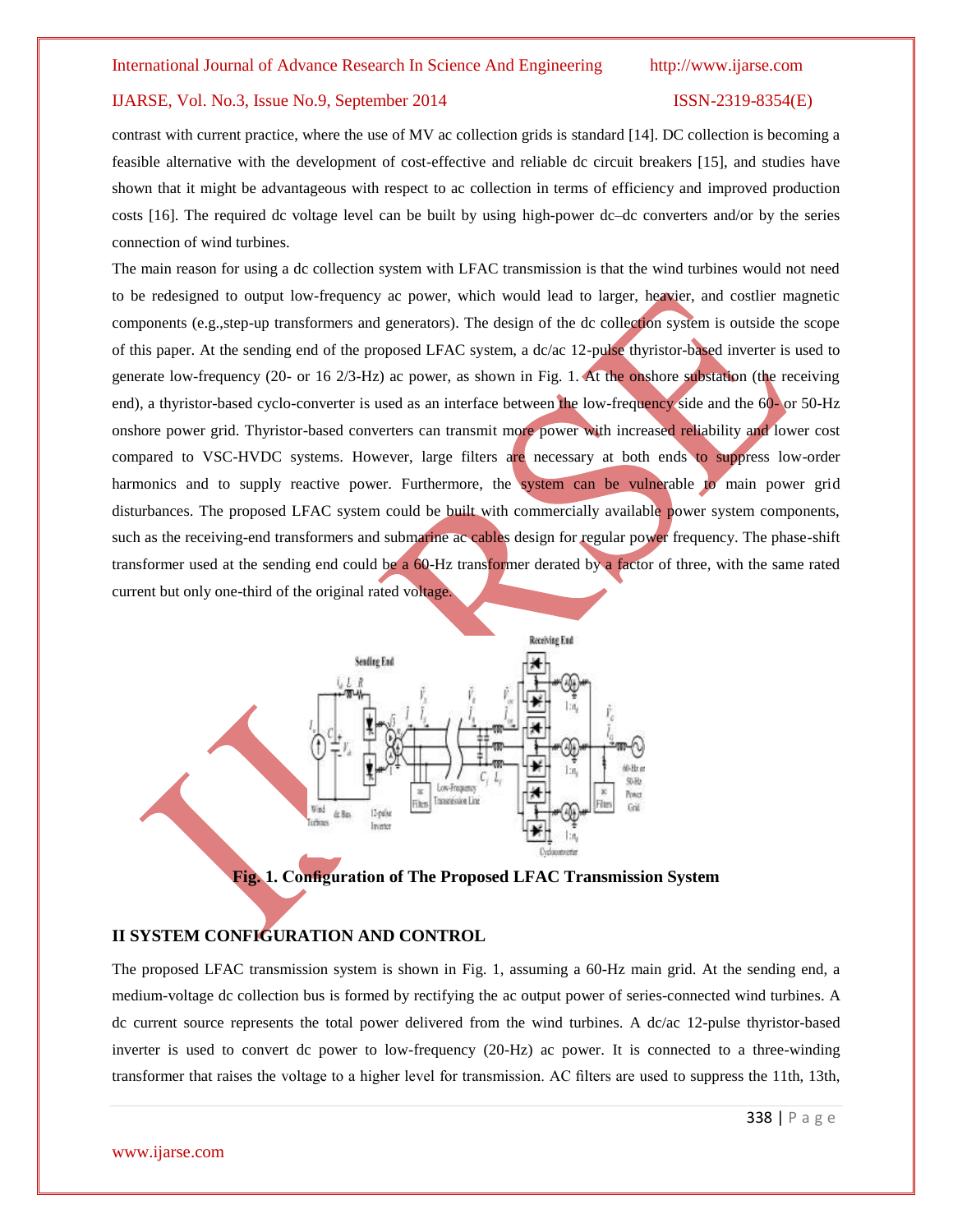contrast with current practice, where the use of MV ac collection grids is standard [14]. DC collection is becoming a feasible alternative with the development of cost-effective and reliable dc circuit breakers [15], and studies have shown that it might be advantageous with respect to ac collection in terms of efficiency and improved production costs [16]. The required dc voltage level can be built by using high-power dc–dc converters and/or by the series connection of wind turbines.

The main reason for using a dc collection system with LFAC transmission is that the wind turbines would not need to be redesigned to output low-frequency ac power, which would lead to larger, heavier, and costlier magnetic components (e.g.,step-up transformers and generators). The design of the dc collection system is outside the scope of this paper. At the sending end of the proposed LFAC system, a dc/ac 12-pulse thyristor-based inverter is used to generate low-frequency (20- or 16 2/3-Hz) ac power, as shown in Fig. 1. At the onshore substation (the receiving end), a thyristor-based cyclo-converter is used as an interface between the low-frequency side and the 60- or 50-Hz onshore power grid. Thyristor-based converters can transmit more power with increased reliability and lower cost compared to VSC-HVDC systems. However, large filters are necessary at both ends to suppress low-order harmonics and to supply reactive power. Furthermore, the system can be vulnerable to main power grid disturbances. The proposed LFAC system could be built with commercially available power system components, such as the receiving-end transformers and submarine ac cables design for regular power frequency. The phase-shift transformer used at the sending end could be a 60-Hz transformer derated by a factor of three, with the same rated current but only one-third of the original rated voltage.

**Fig. 1. Configuration of The Proposed LFAC Transmission System**

## II SYSTEM CONFIGURATION AND CONTROL

The proposed LFAC transmission system is shown in Fig. 1, assuming a 60-Hz main grid. At the sending end, a medium-voltage dc collection bus is formed by rectifying the ac output power of series-connected wind turbines. A dc current source represents the total power delivered from the wind turbines. A dc/ac 12-pulse thyristor-based inverter is used to convert dc power to low-frequency (20-Hz) ac power. It is connected to a three-winding transformer that raises the voltage to a higher level for transmission. AC filters are used to suppress the 11th, 13th,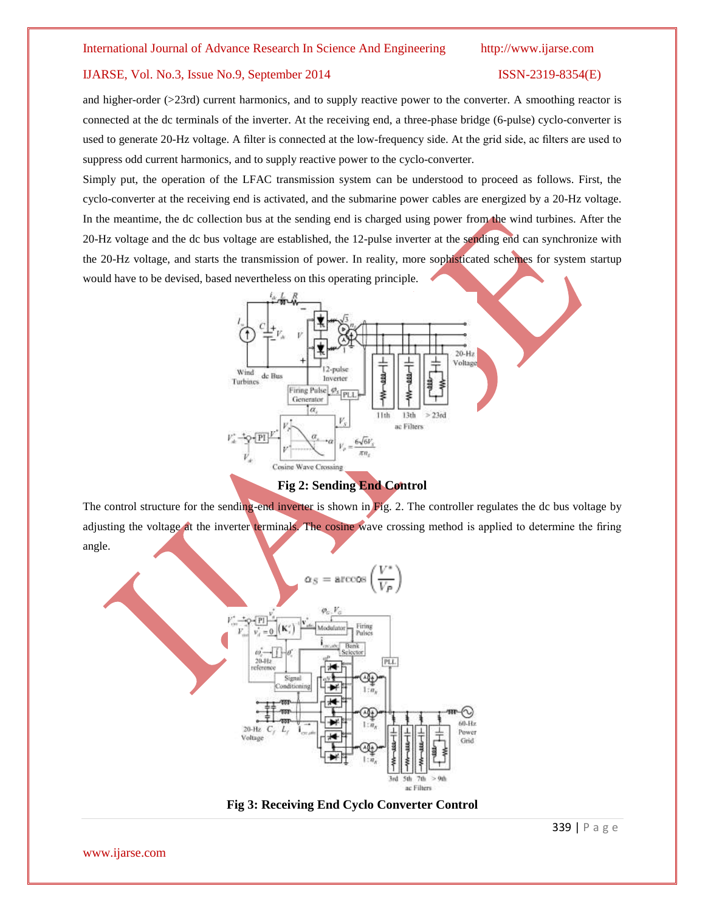and higher-order (>23rd) current harmonics, and to supply reactive power to the converter. A smoothing reactor is connected at the dc terminals of the inverter. At the receiving end, a three-phase bridge (6-pulse) cyclo-converter is used to generate 20-Hz voltage. A filter is connected at the low-frequency side. At the grid side, ac filters are used to suppress odd current harmonics, and to supply reactive power to the cyclo-converter.

Simply put, the operation of the LFAC transmission system can be understood to proceed as follows. First, the cyclo-converter at the receiving end is activated, and the submarine power cables are energized by a 20-Hz voltage. In the meantime, the dc collection bus at the sending end is charged using power from the wind turbines. After the 20-Hz voltage and the dc bus voltage are established, the 12-pulse inverter at the sending end can synchronize with the 20-Hz voltage, and starts the transmission of power. In reality, more sophisticated schemes for system startup would have to be devised, based nevertheless on this operating principle.

**Fig 2: Sending End Control**

The control structure for the sending-end inverter is shown in Fig. 2. The controller regulates the dc bus voltage by adjusting the voltage at the inverter terminals. The cosine wave crossing method is applied to determine the firing angle.

$$\alpha_S = \arccos\left(\frac{V^*}{V_P}\right)$$

**Fig 3: Receiving End Cyclo Converter Control**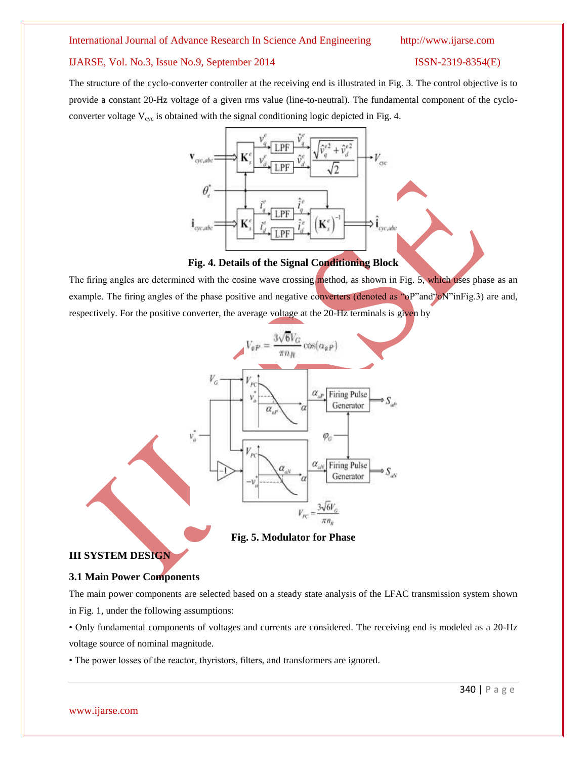The structure of the cyclo-converter controller at the receiving end is illustrated in Fig. 3. The control objective is to provide a constant 20-Hz voltage of a given rms value (line-to-neutral). The fundamental component of the cyclo-converter voltage $V_{cyc}$ is obtained with the signal conditioning logic depicted in Fig. 4.

**Fig. 4. Details of the Signal Conditioning Block**

The firing angles are determined with the cosine wave crossing method, as shown in Fig. 5, which uses phase as an example. The firing angles of the phase positive and negative converters (denoted as "oP"and"oN"inFig.3) are and, respectively. For the positive converter, the average voltage at the 20-Hz terminals is given by

$$V_{aP} = \frac{3\sqrt{6}V_G}{\pi n_R}\cos(\alpha_{aP})$$

**Fig. 5. Modulator for Phase**

## III SYSTEM DESIGN

### 3.1 Main Power Components

The main power components are selected based on a steady state analysis of the LFAC transmission system shown in Fig. 1, under the following assumptions:

- Only fundamental components of voltages and currents are considered. The receiving end is modeled as a 20-Hz voltage source of nominal magnitude.
- The power losses of the reactor, thyristors, filters, and transformers are ignored.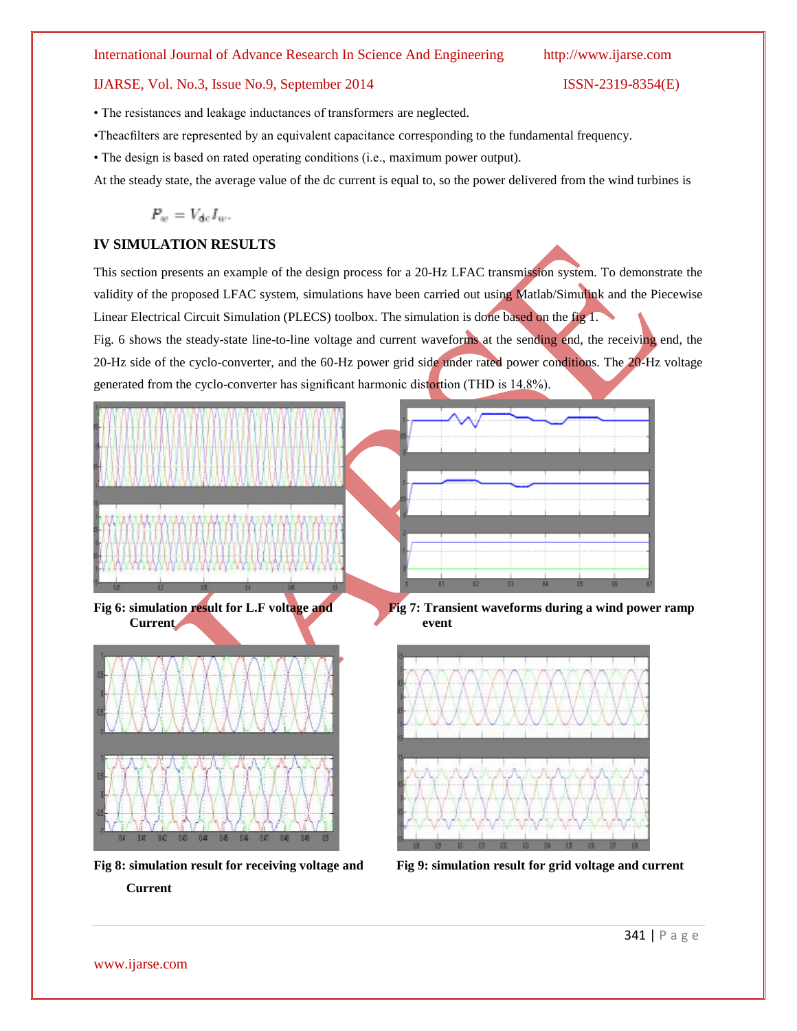- The resistances and leakage inductances of transformers are neglected.
- Theacfilters are represented by an equivalent capacitance corresponding to the fundamental frequency.
- The design is based on rated operating conditions (i.e., maximum power output).

At the steady state, the average value of the dc current is equal to, so the power delivered from the wind turbines is

$$P_w = V_{dc} I_w.$$

## IV SIMULATION RESULTS

This section presents an example of the design process for a 20-Hz LFAC transmission system. To demonstrate the validity of the proposed LFAC system, simulations have been carried out using Matlab/Simulink and the Piecewise Linear Electrical Circuit Simulation (PLECS) toolbox. The simulation is done based on the fig 1.

Fig. 6 shows the steady-state line-to-line voltage and current waveforms at the sending end, the receiving end, the 20-Hz side of the cyclo-converter, and the 60-Hz power grid side under rated power conditions. The 20-Hz voltage generated from the cyclo-converter has significant harmonic distortion (THD is 14.8%).

**Fig 6: simulation result for L.F voltage and Current**

**Fig 7: Transient waveforms during a wind power ramp event**

**Fig 8: simulation result for receiving voltage and Current**

**Fig 9: simulation result for grid voltage and current**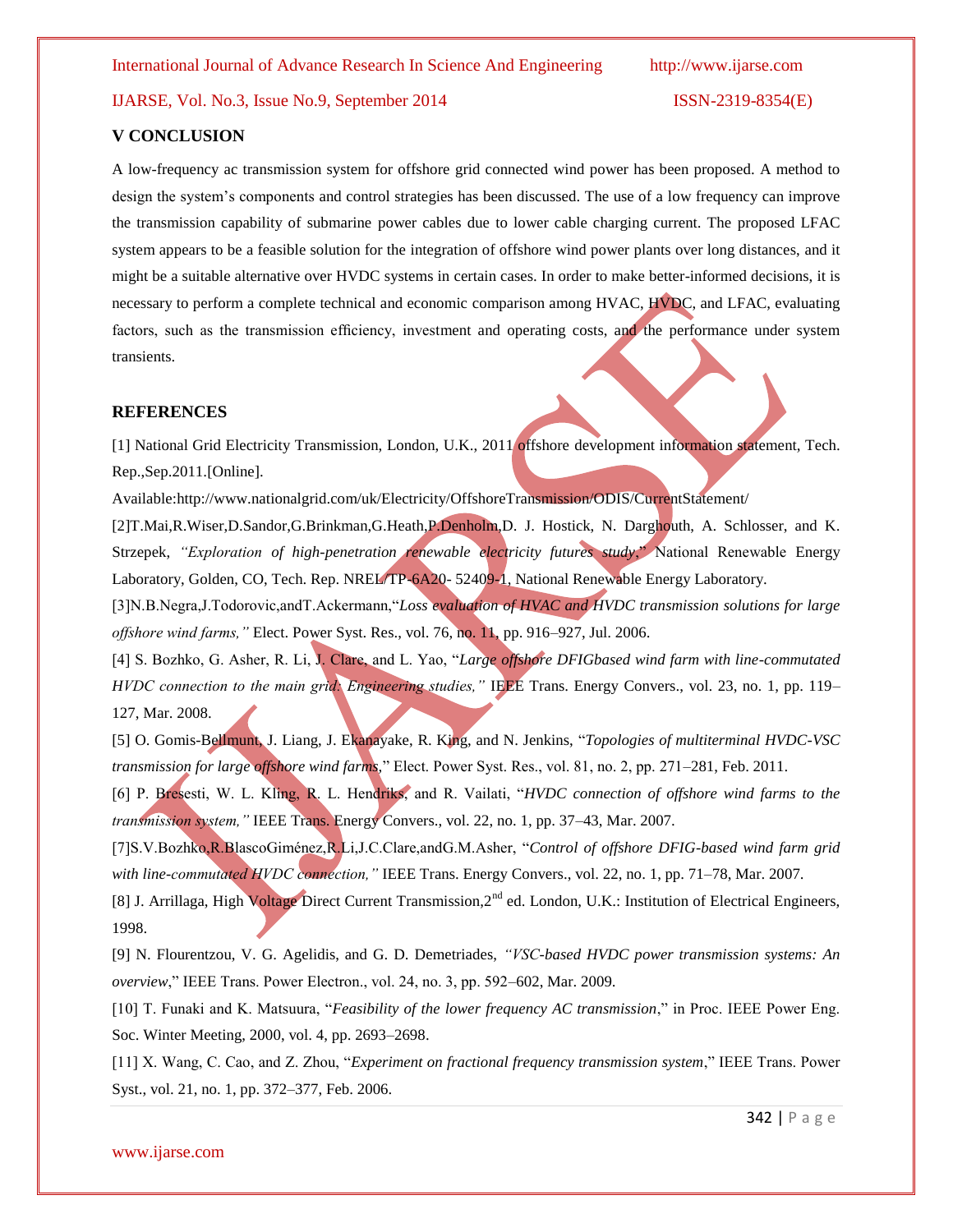## V CONCLUSION

A low-frequency ac transmission system for offshore grid connected wind power has been proposed. A method to design the system's components and control strategies has been discussed. The use of a low frequency can improve the transmission capability of submarine power cables due to lower cable charging current. The proposed LFAC system appears to be a feasible solution for the integration of offshore wind power plants over long distances, and it might be a suitable alternative over HVDC systems in certain cases. In order to make better-informed decisions, it is necessary to perform a complete technical and economic comparison among HVAC, HVDC, and LFAC, evaluating factors, such as the transmission efficiency, investment and operating costs, and the performance under system transients.

## REFERENCES

[1] National Grid Electricity Transmission, London, U.K., 2011 offshore development information statement, Tech. Rep.,Sep.2011.[Online].

Available:http://www.nationalgrid.com/uk/Electricity/OffshoreTransmission/ODIS/CurrentStatement/

[2]T.Mai,R.Wiser,D.Sandor,G.Brinkman,G.Heath,P.Denholm,D. J. Hostick, N. Darghouth, A. Schlosser, and K. Strzepek, *"Exploration of high-penetration renewable electricity futures study*," National Renewable Energy Laboratory, Golden, CO, Tech. Rep. NREL/TP-6A20- 52409-1, National Renewable Energy Laboratory.

[3]N.B.Negra,J.Todorovic,andT.Ackermann,"*Loss evaluation of HVAC and HVDC transmission solutions for large offshore wind farms,"* Elect. Power Syst. Res., vol. 76, no. 11, pp. 916–927, Jul. 2006.

[4] S. Bozhko, G. Asher, R. Li, J. Clare, and L. Yao, "*Large offshore DFIGbased wind farm with line-commutated HVDC connection to the main grid: Engineering studies,"* IEEE Trans. Energy Convers., vol. 23, no. 1, pp. 119–127, Mar. 2008.

[5] O. Gomis-Bellmunt, J. Liang, J. Ekanayake, R. King, and N. Jenkins, "*Topologies of multiterminal HVDC-VSC transmission for large offshore wind farms*," Elect. Power Syst. Res., vol. 81, no. 2, pp. 271–281, Feb. 2011.

[6] P. Bresesti, W. L. Kling, R. L. Hendriks, and R. Vailati, "*HVDC connection of offshore wind farms to the transmission system,"* IEEE Trans. Energy Convers., vol. 22, no. 1, pp. 37–43, Mar. 2007.

[7]S.V.Bozhko,R.BlascoGiménez,R.Li,J.C.Clare,andG.M.Asher, "*Control of offshore DFIG-based wind farm grid with line-commutated HVDC connection,"* IEEE Trans. Energy Convers., vol. 22, no. 1, pp. 71–78, Mar. 2007.

[8] J. Arrillaga, High Voltage Direct Current Transmission,2nd ed. London, U.K.: Institution of Electrical Engineers, 1998.

[9] N. Flourentzou, V. G. Agelidis, and G. D. Demetriades, *"VSC-based HVDC power transmission systems: An overview*," IEEE Trans. Power Electron., vol. 24, no. 3, pp. 592–602, Mar. 2009.

[10] T. Funaki and K. Matsuura, "*Feasibility of the lower frequency AC transmission*," in Proc. IEEE Power Eng. Soc. Winter Meeting, 2000, vol. 4, pp. 2693–2698.

[11] X. Wang, C. Cao, and Z. Zhou, "*Experiment on fractional frequency transmission system*," IEEE Trans. Power Syst., vol. 21, no. 1, pp. 372–377, Feb. 2006.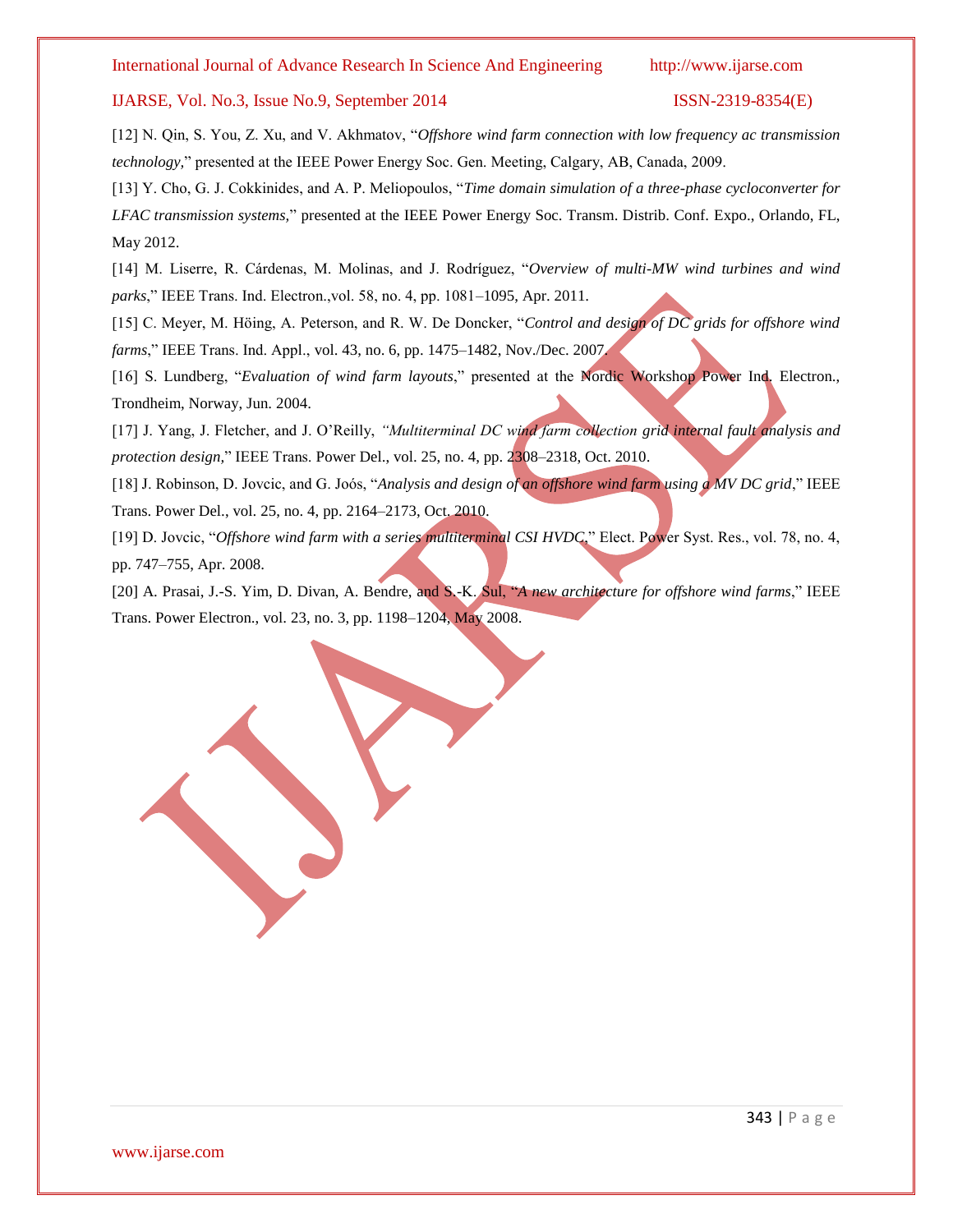[12] N. Qin, S. You, Z. Xu, and V. Akhmatov, "*Offshore wind farm connection with low frequency ac transmission technology,*" presented at the IEEE Power Energy Soc. Gen. Meeting, Calgary, AB, Canada, 2009.

[13] Y. Cho, G. J. Cokkinides, and A. P. Meliopoulos, "*Time domain simulation of a three-phase cycloconverter for LFAC transmission systems,*" presented at the IEEE Power Energy Soc. Transm. Distrib. Conf. Expo., Orlando, FL, May 2012.

[14] M. Liserre, R. Cárdenas, M. Molinas, and J. Rodríguez, "*Overview of multi-MW wind turbines and wind parks*," IEEE Trans. Ind. Electron.,vol. 58, no. 4, pp. 1081–1095, Apr. 2011.

[15] C. Meyer, M. Höing, A. Peterson, and R. W. De Doncker, "*Control and design of DC grids for offshore wind farms*," IEEE Trans. Ind. Appl., vol. 43, no. 6, pp. 1475–1482, Nov./Dec. 2007.

[16] S. Lundberg, "*Evaluation of wind farm layouts*," presented at the Nordic Workshop Power Ind. Electron., Trondheim, Norway, Jun. 2004.

[17] J. Yang, J. Fletcher, and J. O'Reilly, *"Multiterminal DC wind farm collection grid internal fault analysis and protection design,*" IEEE Trans. Power Del., vol. 25, no. 4, pp. 2308–2318, Oct. 2010.

[18] J. Robinson, D. Jovcic, and G. Joós, "*Analysis and design of an offshore wind farm using a MV DC grid*," IEEE Trans. Power Del., vol. 25, no. 4, pp. 2164–2173, Oct. 2010.

[19] D. Jovcic, "*Offshore wind farm with a series multiterminal CSI HVDC,*" Elect. Power Syst. Res., vol. 78, no. 4, pp. 747–755, Apr. 2008.

[20] A. Prasai, J.-S. Yim, D. Divan, A. Bendre, and S.-K. Sul, "*A new architecture for offshore wind farms*," IEEE Trans. Power Electron., vol. 23, no. 3, pp. 1198–1204, May 2008.